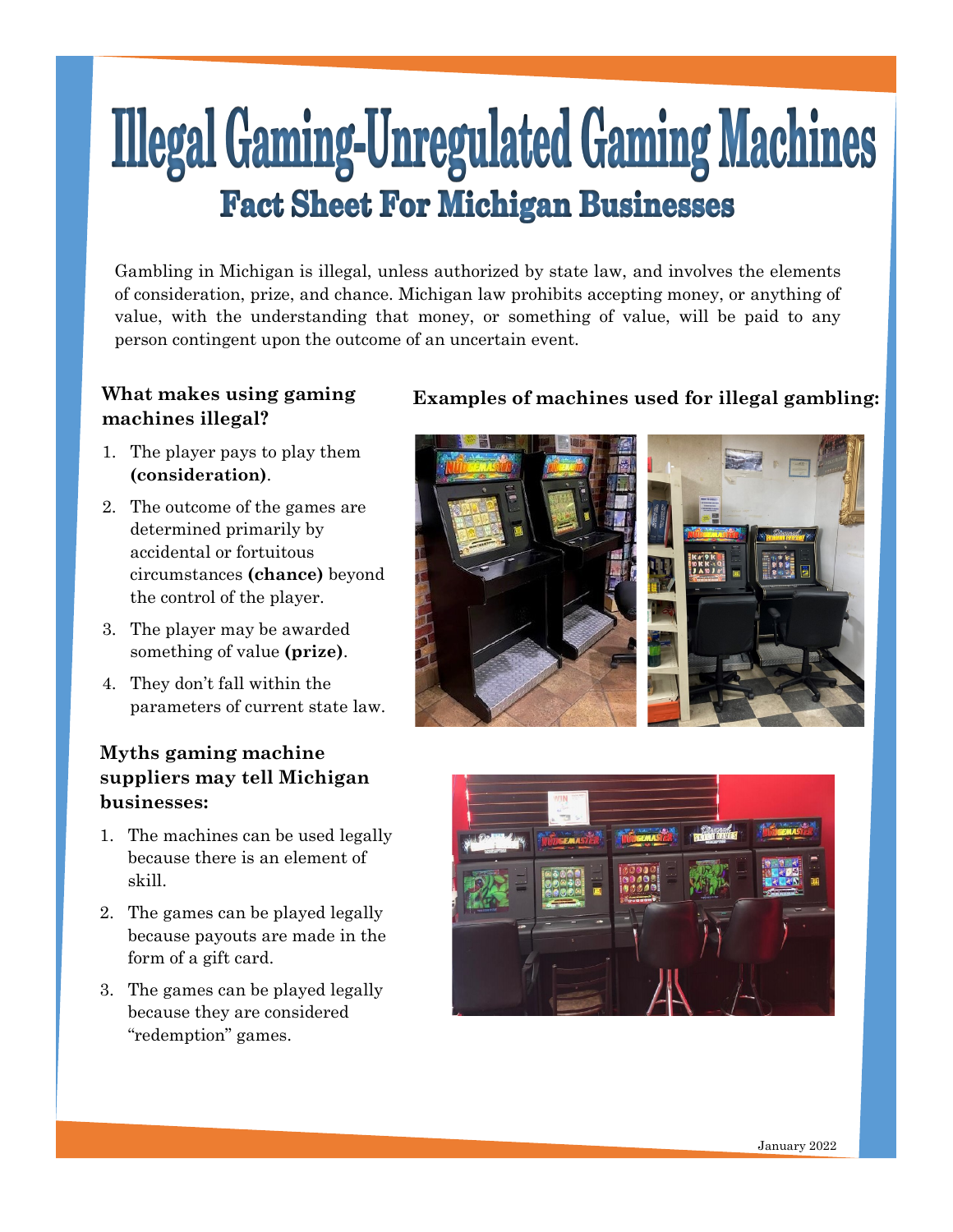# Illegal Gaming-Unregulated Gaming Machines

## Fact Sheet For Michigan Businesses

Gambling in Michigan is illegal, unless authorized by state law, and involves the elements of consideration, prize, and chance. Michigan law prohibits accepting money, or anything of value, with the understanding that money, or something of value, will be paid to any person contingent upon the outcome of an uncertain event.

### What makes using gaming machines illegal?

1. The player pays to play them **(consideration)**.
2. The outcome of the games are determined primarily by accidental or fortuitous circumstances **(chance)** beyond the control of the player.
3. The player may be awarded something of value **(prize)**.
4. They don't fall within the parameters of current state law.

### Myths gaming machine suppliers may tell Michigan businesses:

1. The machines can be used legally because there is an element of skill.
2. The games can be played legally because payouts are made in the form of a gift card.
3. The games can be played legally because they are considered "redemption" games.

### Examples of machines used for illegal gambling:

January 2022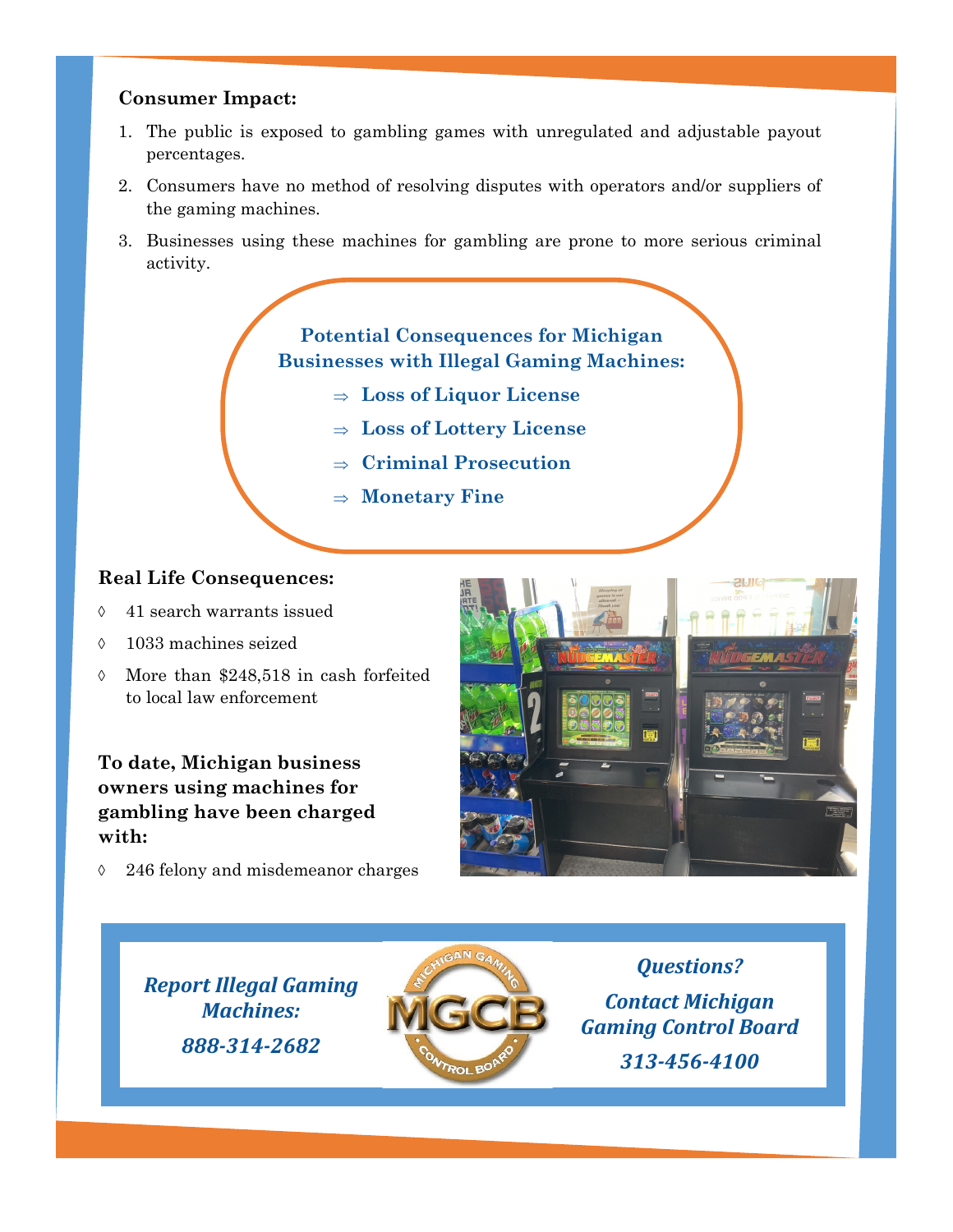**Consumer Impact:**

1. The public is exposed to gambling games with unregulated and adjustable payout percentages.
2. Consumers have no method of resolving disputes with operators and/or suppliers of the gaming machines.
3. Businesses using these machines for gambling are prone to more serious criminal activity.

**Potential Consequences for Michigan Businesses with Illegal Gaming Machines:**

- ⇒ **Loss of Liquor License**
- ⇒ **Loss of Lottery License**
- ⇒ **Criminal Prosecution**
- ⇒ **Monetary Fine**

**Real Life Consequences:**

- ◊ 41 search warrants issued
- ◊ 1033 machines seized
- ◊ More than $248,518 in cash forfeited to local law enforcement

**To date, Michigan business owners using machines for gambling have been charged with:**

- ◊ 246 felony and misdemeanor charges

***Report Illegal Gaming Machines:***

***888-314-2682***

***Questions?***

***Contact Michigan Gaming Control Board***

***313-456-4100***